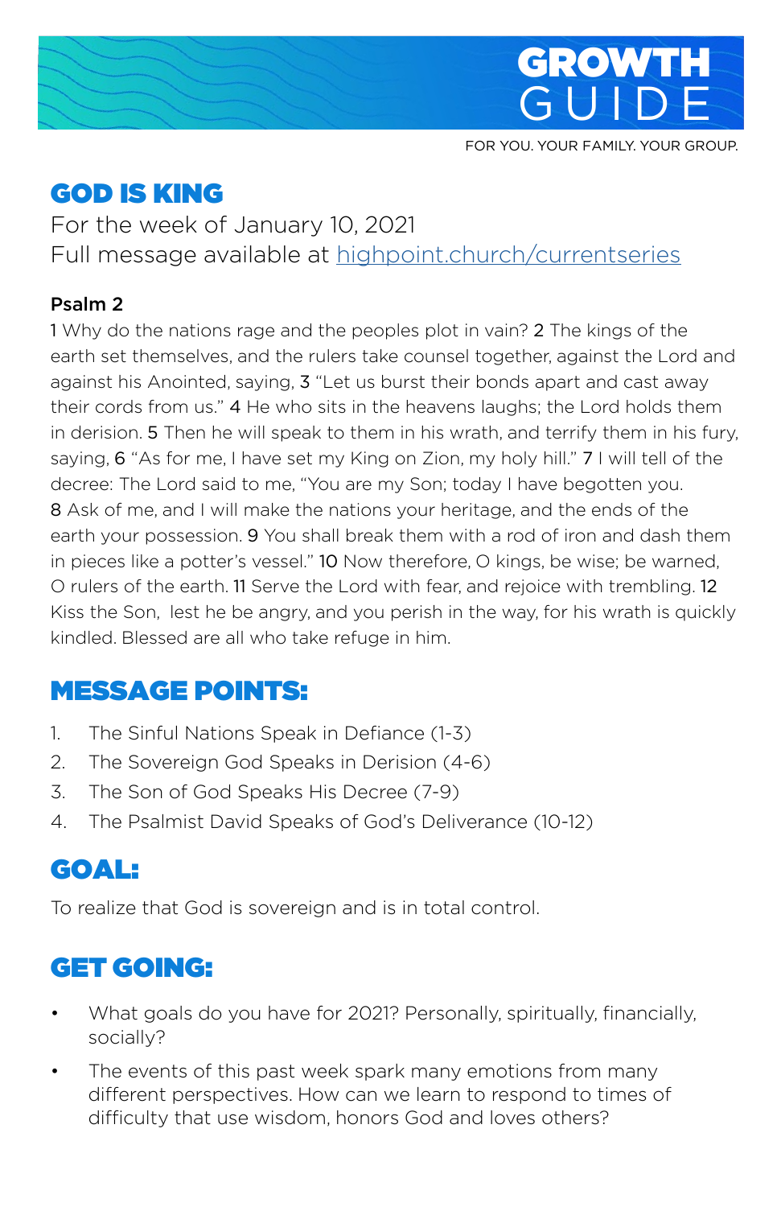# GROWTH GUIDE

FOR YOU. YOUR FAMILY. YOUR GROUP.

## GOD IS KING

For the week of January 10, 2021
Full message available at [highpoint.church/currentseries](highpoint.church/currentseries)

**Psalm 2**

1 Why do the nations rage and the peoples plot in vain? 2 The kings of the earth set themselves, and the rulers take counsel together, against the Lord and against his Anointed, saying, 3 "Let us burst their bonds apart and cast away their cords from us." 4 He who sits in the heavens laughs; the Lord holds them in derision. 5 Then he will speak to them in his wrath, and terrify them in his fury, saying, 6 "As for me, I have set my King on Zion, my holy hill." 7 I will tell of the decree: The Lord said to me, "You are my Son; today I have begotten you. 8 Ask of me, and I will make the nations your heritage, and the ends of the earth your possession. 9 You shall break them with a rod of iron and dash them in pieces like a potter's vessel." 10 Now therefore, O kings, be wise; be warned, O rulers of the earth. 11 Serve the Lord with fear, and rejoice with trembling. 12 Kiss the Son, lest he be angry, and you perish in the way, for his wrath is quickly kindled. Blessed are all who take refuge in him.

## MESSAGE POINTS:

1. The Sinful Nations Speak in Defiance (1-3)
2. The Sovereign God Speaks in Derision (4-6)
3. The Son of God Speaks His Decree (7-9)
4. The Psalmist David Speaks of God's Deliverance (10-12)

## GOAL:

To realize that God is sovereign and is in total control.

## GET GOING:

- What goals do you have for 2021? Personally, spiritually, financially, socially?
- The events of this past week spark many emotions from many different perspectives. How can we learn to respond to times of difficulty that use wisdom, honors God and loves others?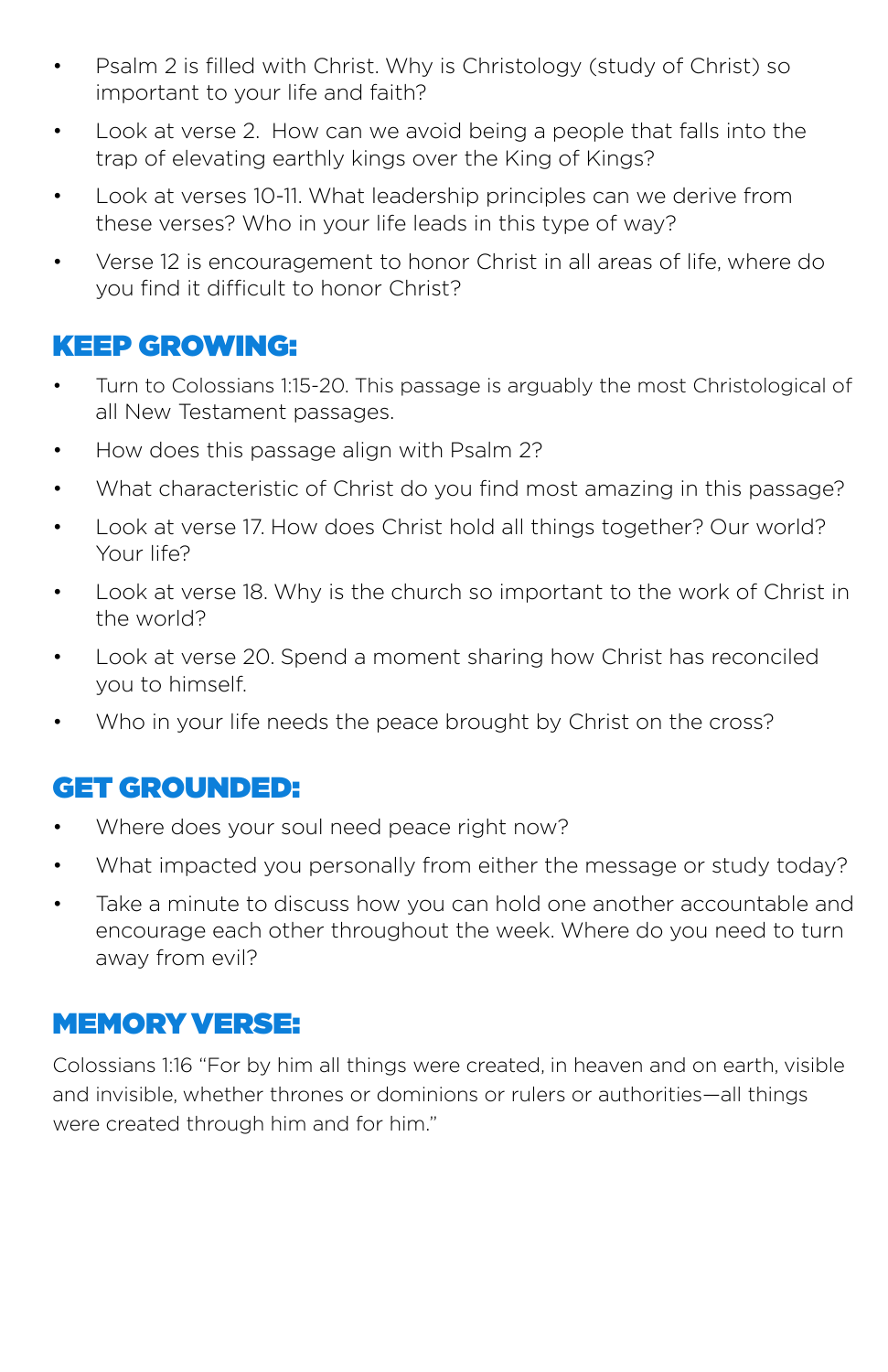- Psalm 2 is filled with Christ. Why is Christology (study of Christ) so important to your life and faith?
- Look at verse 2. How can we avoid being a people that falls into the trap of elevating earthly kings over the King of Kings?
- Look at verses 10-11. What leadership principles can we derive from these verses? Who in your life leads in this type of way?
- Verse 12 is encouragement to honor Christ in all areas of life, where do you find it difficult to honor Christ?

## KEEP GROWING:

- Turn to Colossians 1:15-20. This passage is arguably the most Christological of all New Testament passages.
- How does this passage align with Psalm 2?
- What characteristic of Christ do you find most amazing in this passage?
- Look at verse 17. How does Christ hold all things together? Our world? Your life?
- Look at verse 18. Why is the church so important to the work of Christ in the world?
- Look at verse 20. Spend a moment sharing how Christ has reconciled you to himself.
- Who in your life needs the peace brought by Christ on the cross?

## GET GROUNDED:

- Where does your soul need peace right now?
- What impacted you personally from either the message or study today?
- Take a minute to discuss how you can hold one another accountable and encourage each other throughout the week. Where do you need to turn away from evil?

## MEMORY VERSE:

Colossians 1:16 "For by him all things were created, in heaven and on earth, visible and invisible, whether thrones or dominions or rulers or authorities—all things were created through him and for him."